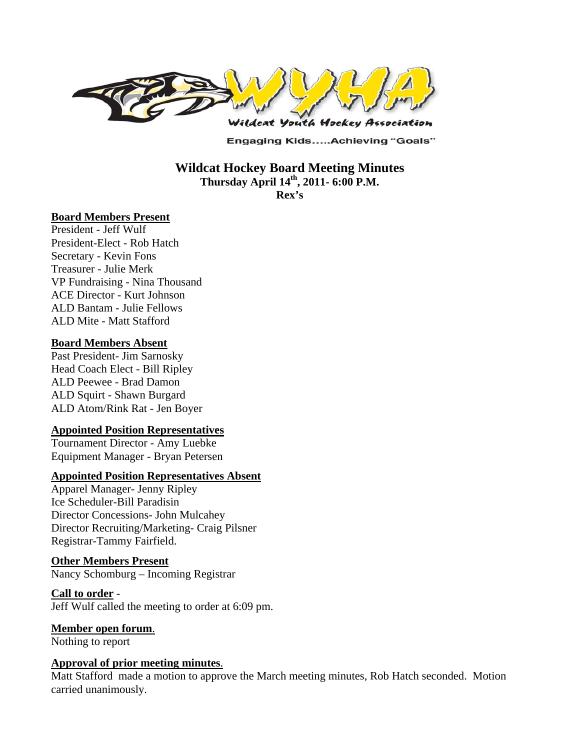Wildcat Youth Hockey Association

Engaging Kids.....Achieving "Goals"

# Wildcat Hockey Board Meeting Minutes

**Thursday April 14th, 2011- 6:00 P.M.**

**Rex's**

**Board Members Present**

President - Jeff Wulf
President-Elect - Rob Hatch
Secretary - Kevin Fons
Treasurer - Julie Merk
VP Fundraising - Nina Thousand
ACE Director - Kurt Johnson
ALD Bantam - Julie Fellows
ALD Mite - Matt Stafford

**Board Members Absent**

Past President- Jim Sarnosky
Head Coach Elect - Bill Ripley
ALD Peewee - Brad Damon
ALD Squirt - Shawn Burgard
ALD Atom/Rink Rat - Jen Boyer

**Appointed Position Representatives**

Tournament Director - Amy Luebke
Equipment Manager - Bryan Petersen

**Appointed Position Representatives Absent**

Apparel Manager- Jenny Ripley
Ice Scheduler-Bill Paradisin
Director Concessions- John Mulcahey
Director Recruiting/Marketing- Craig Pilsner
Registrar-Tammy Fairfield.

**Other Members Present**

Nancy Schomburg – Incoming Registrar

**Call to order** -

Jeff Wulf called the meeting to order at 6:09 pm.

**Member open forum**.

Nothing to report

**Approval of prior meeting minutes**.

Matt Stafford made a motion to approve the March meeting minutes, Rob Hatch seconded. Motion carried unanimously.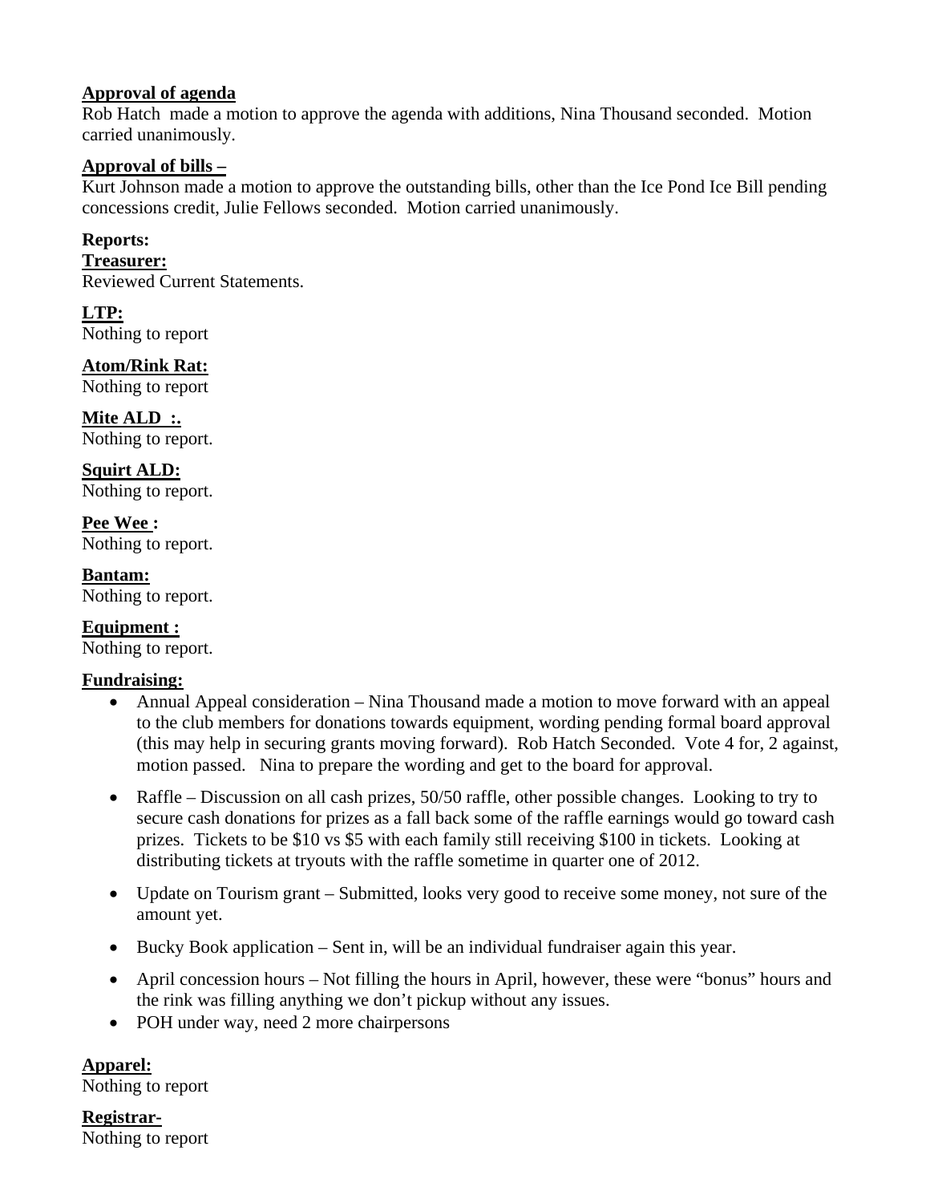**Approval of agenda**

Rob Hatch made a motion to approve the agenda with additions, Nina Thousand seconded. Motion carried unanimously.

**Approval of bills –**

Kurt Johnson made a motion to approve the outstanding bills, other than the Ice Pond Ice Bill pending concessions credit, Julie Fellows seconded. Motion carried unanimously.

**Reports:**

**Treasurer:**

Reviewed Current Statements.

**LTP:**

Nothing to report

**Atom/Rink Rat:**

Nothing to report

**Mite ALD :.**

Nothing to report.

**Squirt ALD:**

Nothing to report.

**Pee Wee :**

Nothing to report.

**Bantam:**

Nothing to report.

**Equipment :**

Nothing to report.

**Fundraising:**

- Annual Appeal consideration – Nina Thousand made a motion to move forward with an appeal to the club members for donations towards equipment, wording pending formal board approval (this may help in securing grants moving forward). Rob Hatch Seconded. Vote 4 for, 2 against, motion passed. Nina to prepare the wording and get to the board for approval.
- Raffle – Discussion on all cash prizes, 50/50 raffle, other possible changes. Looking to try to secure cash donations for prizes as a fall back some of the raffle earnings would go toward cash prizes. Tickets to be $10 vs $5 with each family still receiving $100 in tickets. Looking at distributing tickets at tryouts with the raffle sometime in quarter one of 2012.
- Update on Tourism grant – Submitted, looks very good to receive some money, not sure of the amount yet.
- Bucky Book application – Sent in, will be an individual fundraiser again this year.
- April concession hours – Not filling the hours in April, however, these were "bonus" hours and the rink was filling anything we don't pickup without any issues.
- POH under way, need 2 more chairpersons

**Apparel:**

Nothing to report

**Registrar-**

Nothing to report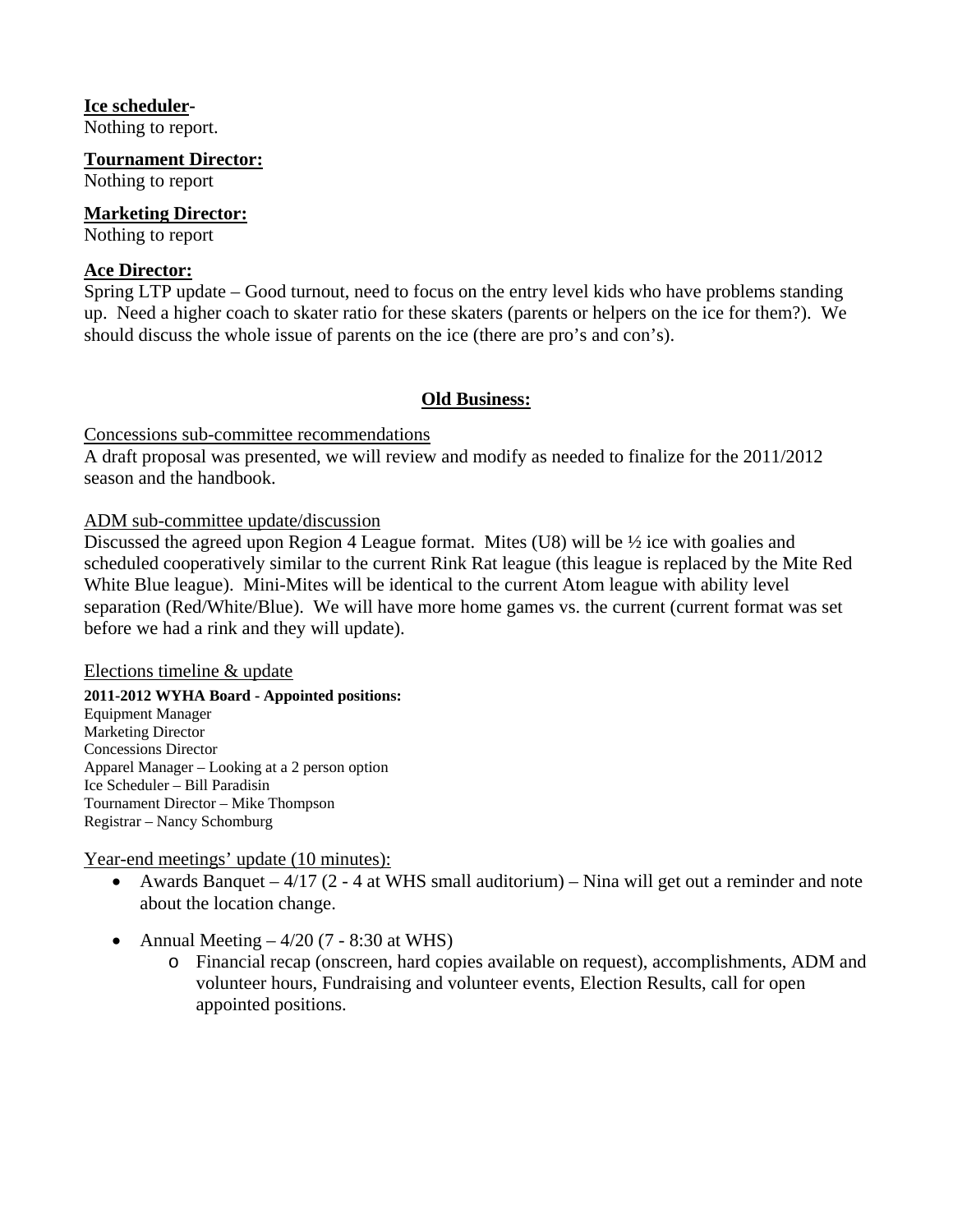**Ice scheduler**-
Nothing to report.

**Tournament Director:**
Nothing to report

**Marketing Director:**
Nothing to report

**Ace Director:**
Spring LTP update – Good turnout, need to focus on the entry level kids who have problems standing up. Need a higher coach to skater ratio for these skaters (parents or helpers on the ice for them?). We should discuss the whole issue of parents on the ice (there are pro's and con's).

## Old Business:

Concessions sub-committee recommendations
A draft proposal was presented, we will review and modify as needed to finalize for the 2011/2012 season and the handbook.

ADM sub-committee update/discussion
Discussed the agreed upon Region 4 League format. Mites (U8) will be ½ ice with goalies and scheduled cooperatively similar to the current Rink Rat league (this league is replaced by the Mite Red White Blue league). Mini-Mites will be identical to the current Atom league with ability level separation (Red/White/Blue). We will have more home games vs. the current (current format was set before we had a rink and they will update).

Elections timeline & update

**2011-2012 WYHA Board - Appointed positions:**
Equipment Manager
Marketing Director
Concessions Director
Apparel Manager – Looking at a 2 person option
Ice Scheduler – Bill Paradisin
Tournament Director – Mike Thompson
Registrar – Nancy Schomburg

Year-end meetings' update (10 minutes):

- Awards Banquet – 4/17 (2 - 4 at WHS small auditorium) – Nina will get out a reminder and note about the location change.
- Annual Meeting – 4/20 (7 - 8:30 at WHS)
  - Financial recap (onscreen, hard copies available on request), accomplishments, ADM and volunteer hours, Fundraising and volunteer events, Election Results, call for open appointed positions.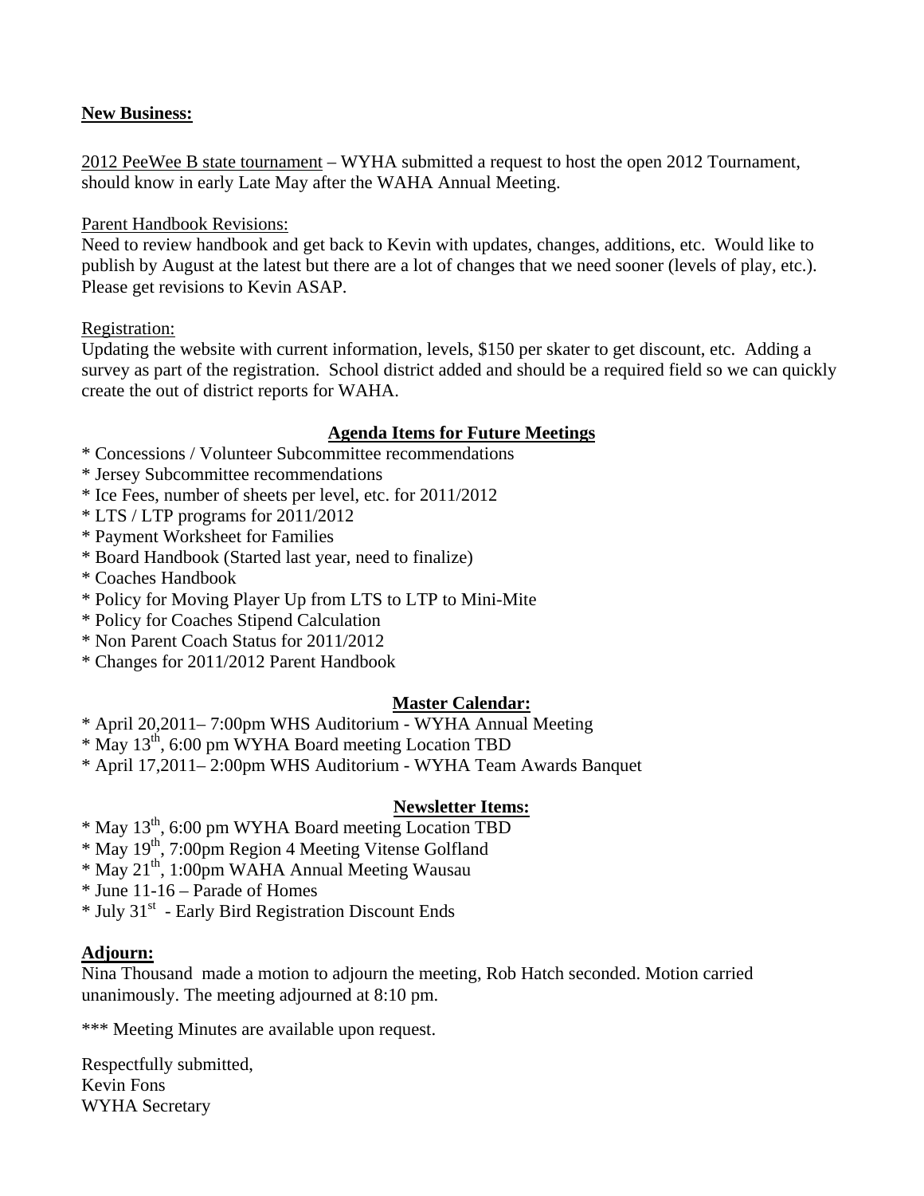**New Business:**

2012 PeeWee B state tournament – WYHA submitted a request to host the open 2012 Tournament, should know in early Late May after the WAHA Annual Meeting.

Parent Handbook Revisions:
Need to review handbook and get back to Kevin with updates, changes, additions, etc. Would like to publish by August at the latest but there are a lot of changes that we need sooner (levels of play, etc.). Please get revisions to Kevin ASAP.

Registration:
Updating the website with current information, levels, $150 per skater to get discount, etc. Adding a survey as part of the registration. School district added and should be a required field so we can quickly create the out of district reports for WAHA.

**Agenda Items for Future Meetings**

* Concessions / Volunteer Subcommittee recommendations
* Jersey Subcommittee recommendations
* Ice Fees, number of sheets per level, etc. for 2011/2012
* LTS / LTP programs for 2011/2012
* Payment Worksheet for Families
* Board Handbook (Started last year, need to finalize)
* Coaches Handbook
* Policy for Moving Player Up from LTS to LTP to Mini-Mite
* Policy for Coaches Stipend Calculation
* Non Parent Coach Status for 2011/2012
* Changes for 2011/2012 Parent Handbook

**Master Calendar:**

* April 20,2011– 7:00pm WHS Auditorium - WYHA Annual Meeting
* May 13th, 6:00 pm WYHA Board meeting Location TBD
* April 17,2011– 2:00pm WHS Auditorium - WYHA Team Awards Banquet

**Newsletter Items:**

* May 13th, 6:00 pm WYHA Board meeting Location TBD
* May 19th, 7:00pm Region 4 Meeting Vitense Golfland
* May 21st, 1:00pm WAHA Annual Meeting Wausau
* June 11-16 – Parade of Homes
* July 31st - Early Bird Registration Discount Ends

**Adjourn:**

Nina Thousand made a motion to adjourn the meeting, Rob Hatch seconded. Motion carried unanimously. The meeting adjourned at 8:10 pm.

*** Meeting Minutes are available upon request.

Respectfully submitted,
Kevin Fons
WYHA Secretary